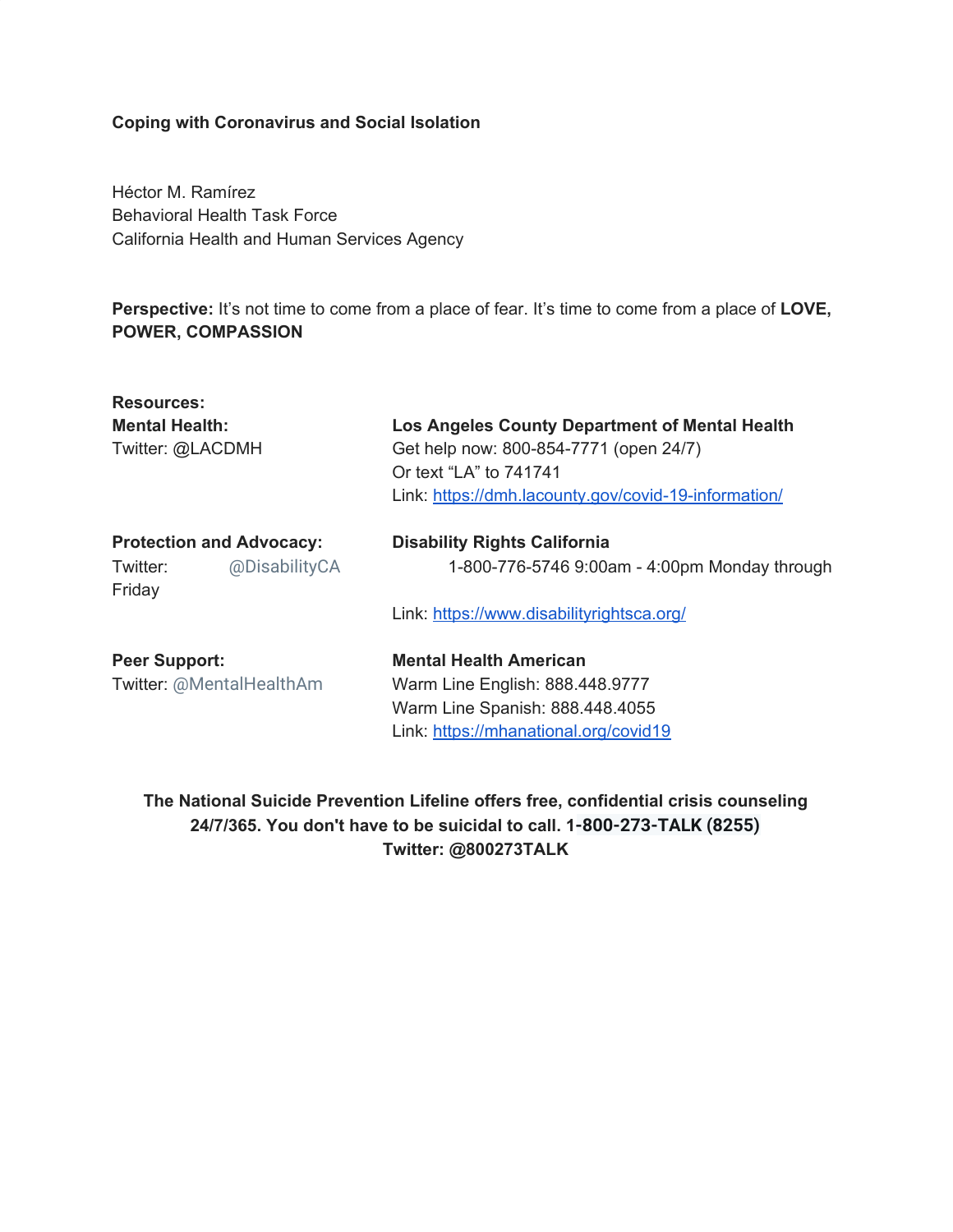**Coping with Coronavirus and Social Isolation**

Héctor M. Ramírez
Behavioral Health Task Force
California Health and Human Services Agency

**Perspective:** It's not time to come from a place of fear. It's time to come from a place of **LOVE, POWER, COMPASSION**

**Resources:**

**Mental Health:**
Twitter: @LACDMH

**Los Angeles County Department of Mental Health**
Get help now: 800-854-7771 (open 24/7)
Or text "LA" to 741741
Link: https://dmh.lacounty.gov/covid-19-information/

**Protection and Advocacy:**
Twitter: @DisabilityCA

**Disability Rights California**
1-800-776-5746 9:00am - 4:00pm Monday through Friday
Link: https://www.disabilityrightsca.org/

**Peer Support:**
Twitter: @MentalHealthAm

**Mental Health American**
Warm Line English: 888.448.9777
Warm Line Spanish: 888.448.4055
Link: https://mhanational.org/covid19

**The National Suicide Prevention Lifeline offers free, confidential crisis counseling 24/7/365. You don't have to be suicidal to call. 1-800-273-TALK (8255)**
**Twitter: @800273TALK**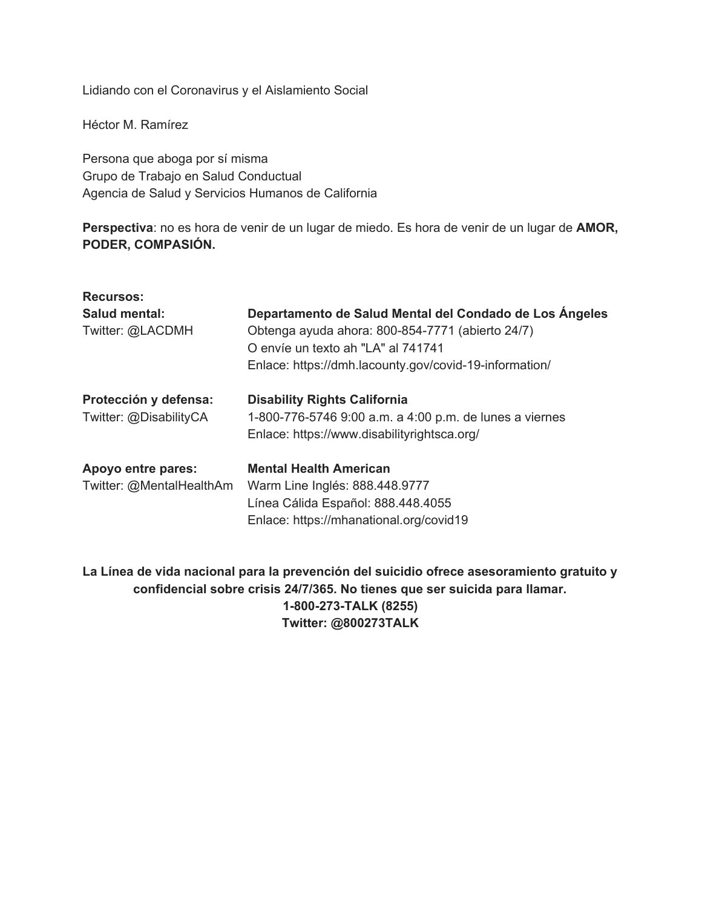Lidiando con el Coronavirus y el Aislamiento Social

Héctor M. Ramírez

Persona que aboga por sí misma
Grupo de Trabajo en Salud Conductual
Agencia de Salud y Servicios Humanos de California

**Perspectiva**: no es hora de venir de un lugar de miedo. Es hora de venir de un lugar de **AMOR, PODER, COMPASIÓN.**

**Recursos:**

| | |
|---|---|
| **Salud mental:**<br>Twitter: @LACDMH | **Departamento de Salud Mental del Condado de Los Ángeles**<br>Obtenga ayuda ahora: 800-854-7771 (abierto 24/7)<br>O envíe un texto ah "LA" al 741741<br>Enlace: https://dmh.lacounty.gov/covid-19-information/ |
| **Protección y defensa:**<br>Twitter: @DisabilityCA | **Disability Rights California**<br>1-800-776-5746 9:00 a.m. a 4:00 p.m. de lunes a viernes<br>Enlace: https://www.disabilityrightsca.org/ |
| **Apoyo entre pares:**<br>Twitter: @MentalHealthAm | **Mental Health American**<br>Warm Line Inglés: 888.448.9777<br>Línea Cálida Español: 888.448.4055<br>Enlace: https://mhanational.org/covid19 |

**La Línea de vida nacional para la prevención del suicidio ofrece asesoramiento gratuito y confidencial sobre crisis 24/7/365. No tienes que ser suicida para llamar.**
**1-800-273-TALK (8255)**
**Twitter: @800273TALK**